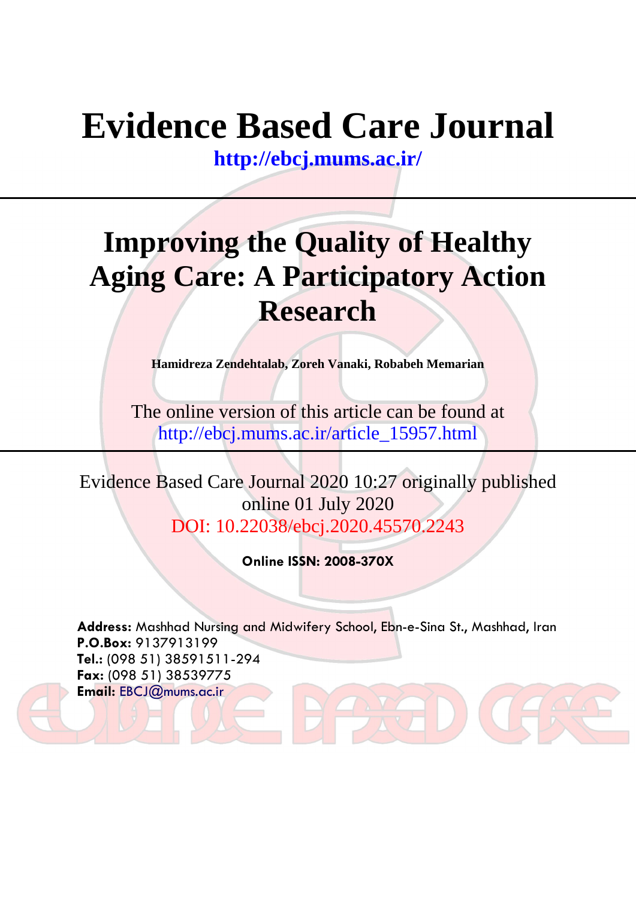# Evidence Based Care Journal

**http://ebcj.mums.ac.ir/**

---

## Improving the Quality of Healthy Aging Care: A Participatory Action Research

**Hamidreza Zendehtalab, Zoreh Vanaki, Robabeh Memarian**

The online version of this article can be found at
http://ebcj.mums.ac.ir/article_15957.html

---

Evidence Based Care Journal 2020 10:27 originally published online 01 July 2020
DOI: 10.22038/ebcj.2020.45570.2243

**Online ISSN: 2008-370X**

**Address:** Mashhad Nursing and Midwifery School, Ebn-e-Sina St., Mashhad, Iran
**P.O.Box:** 9137913199
**Tel.:** (098 51) 38591511-294
**Fax:** (098 51) 38539775
**Email:** EBCJ@mums.ac.ir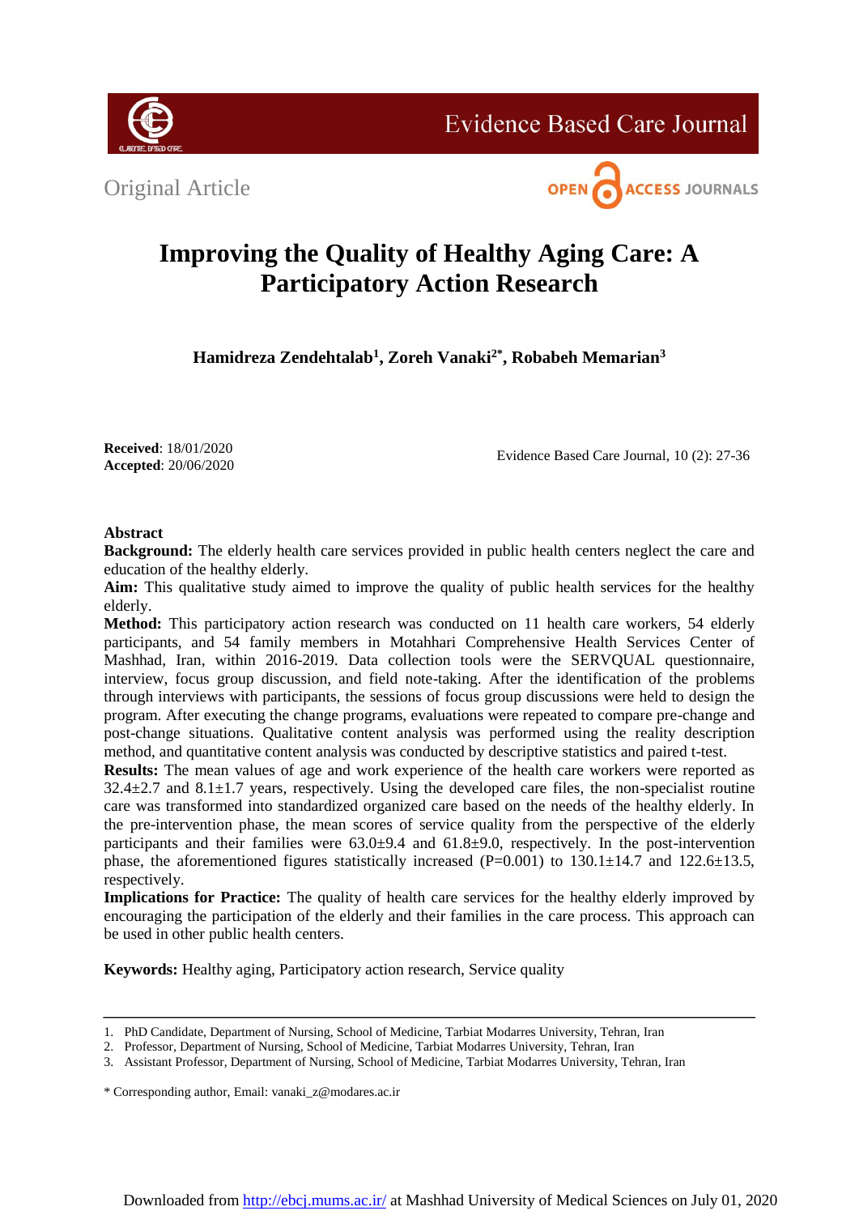Original Article

# Improving the Quality of Healthy Aging Care: A Participatory Action Research

**Hamidreza Zendehtalab[1], Zoreh Vanaki[2*], Robabeh Memarian[3]**

**Received**: 18/01/2020
**Accepted**: 20/06/2020

## Abstract

**Background:** The elderly health care services provided in public health centers neglect the care and education of the healthy elderly.

**Aim:** This qualitative study aimed to improve the quality of public health services for the healthy elderly.

**Method:** This participatory action research was conducted on 11 health care workers, 54 elderly participants, and 54 family members in Motahhari Comprehensive Health Services Center of Mashhad, Iran, within 2016-2019. Data collection tools were the SERVQUAL questionnaire, interview, focus group discussion, and field note-taking. After the identification of the problems through interviews with participants, the sessions of focus group discussions were held to design the program. After executing the change programs, evaluations were repeated to compare pre-change and post-change situations. Qualitative content analysis was performed using the reality description method, and quantitative content analysis was conducted by descriptive statistics and paired t-test.

**Results:** The mean values of age and work experience of the health care workers were reported as 32.4±2.7 and 8.1±1.7 years, respectively. Using the developed care files, the non-specialist routine care was transformed into standardized organized care based on the needs of the healthy elderly. In the pre-intervention phase, the mean scores of service quality from the perspective of the elderly participants and their families were 63.0±9.4 and 61.8±9.0, respectively. In the post-intervention phase, the aforementioned figures statistically increased (P=0.001) to 130.1±14.7 and 122.6±13.5, respectively.

**Implications for Practice:** The quality of health care services for the healthy elderly improved by encouraging the participation of the elderly and their families in the care process. This approach can be used in other public health centers.

**Keywords:** Healthy aging, Participatory action research, Service quality

---

1. PhD Candidate, Department of Nursing, School of Medicine, Tarbiat Modarres University, Tehran, Iran
2. Professor, Department of Nursing, School of Medicine, Tarbiat Modarres University, Tehran, Iran
3. Assistant Professor, Department of Nursing, School of Medicine, Tarbiat Modarres University, Tehran, Iran

\* Corresponding author, Email: vanaki_z@modares.ac.ir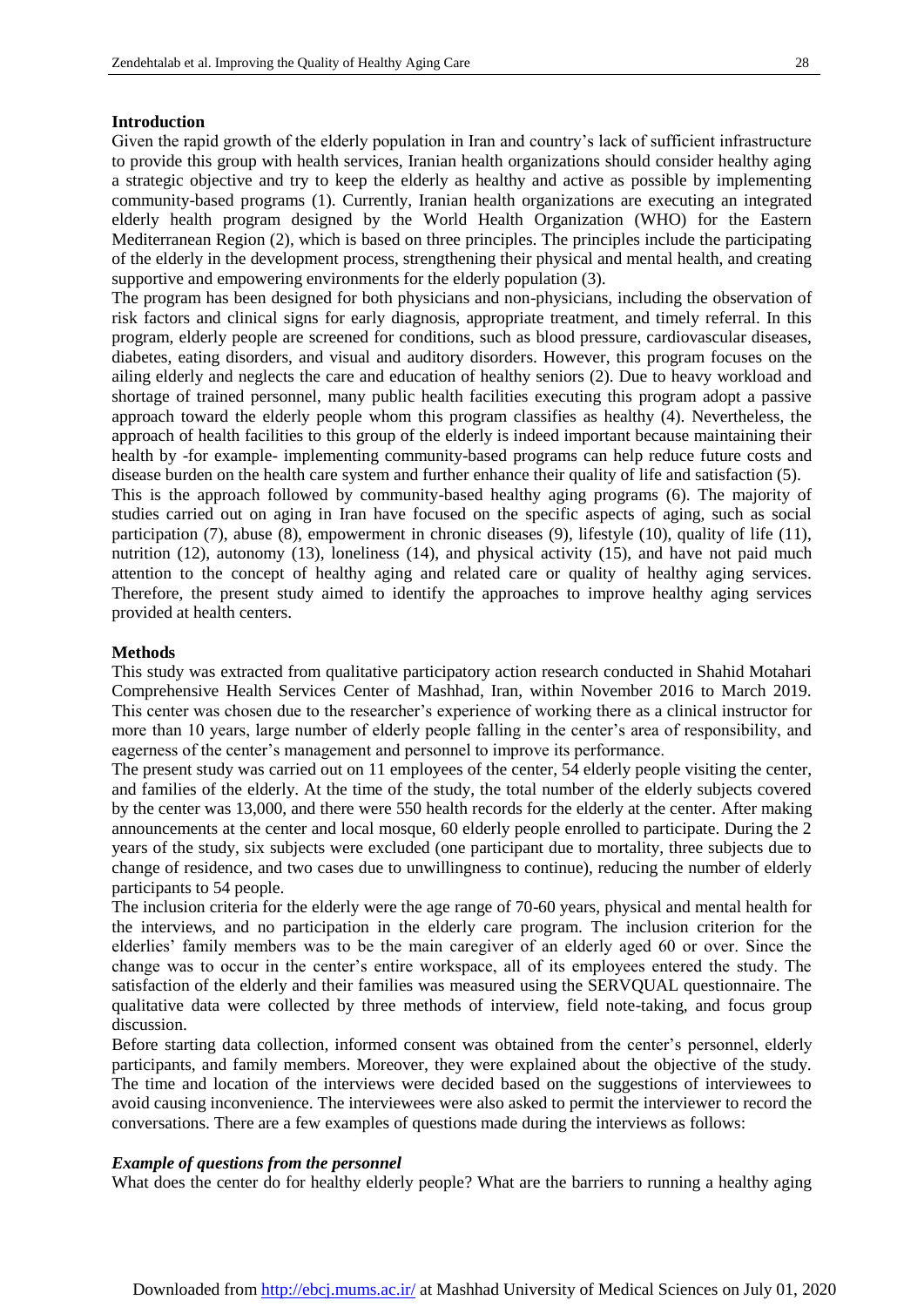## Introduction

Given the rapid growth of the elderly population in Iran and country's lack of sufficient infrastructure to provide this group with health services, Iranian health organizations should consider healthy aging a strategic objective and try to keep the elderly as healthy and active as possible by implementing community-based programs (1). Currently, Iranian health organizations are executing an integrated elderly health program designed by the World Health Organization (WHO) for the Eastern Mediterranean Region (2), which is based on three principles. The principles include the participating of the elderly in the development process, strengthening their physical and mental health, and creating supportive and empowering environments for the elderly population (3).

The program has been designed for both physicians and non-physicians, including the observation of risk factors and clinical signs for early diagnosis, appropriate treatment, and timely referral. In this program, elderly people are screened for conditions, such as blood pressure, cardiovascular diseases, diabetes, eating disorders, and visual and auditory disorders. However, this program focuses on the ailing elderly and neglects the care and education of healthy seniors (2). Due to heavy workload and shortage of trained personnel, many public health facilities executing this program adopt a passive approach toward the elderly people whom this program classifies as healthy (4). Nevertheless, the approach of health facilities to this group of the elderly is indeed important because maintaining their health by -for example- implementing community-based programs can help reduce future costs and disease burden on the health care system and further enhance their quality of life and satisfaction (5).

This is the approach followed by community-based healthy aging programs (6). The majority of studies carried out on aging in Iran have focused on the specific aspects of aging, such as social participation (7), abuse (8), empowerment in chronic diseases (9), lifestyle (10), quality of life (11), nutrition (12), autonomy (13), loneliness (14), and physical activity (15), and have not paid much attention to the concept of healthy aging and related care or quality of healthy aging services. Therefore, the present study aimed to identify the approaches to improve healthy aging services provided at health centers.

## Methods

This study was extracted from qualitative participatory action research conducted in Shahid Motahari Comprehensive Health Services Center of Mashhad, Iran, within November 2016 to March 2019. This center was chosen due to the researcher's experience of working there as a clinical instructor for more than 10 years, large number of elderly people falling in the center's area of responsibility, and eagerness of the center's management and personnel to improve its performance.

The present study was carried out on 11 employees of the center, 54 elderly people visiting the center, and families of the elderly. At the time of the study, the total number of the elderly subjects covered by the center was 13,000, and there were 550 health records for the elderly at the center. After making announcements at the center and local mosque, 60 elderly people enrolled to participate. During the 2 years of the study, six subjects were excluded (one participant due to mortality, three subjects due to change of residence, and two cases due to unwillingness to continue), reducing the number of elderly participants to 54 people.

The inclusion criteria for the elderly were the age range of 70-60 years, physical and mental health for the interviews, and no participation in the elderly care program. The inclusion criterion for the elderlies' family members was to be the main caregiver of an elderly aged 60 or over. Since the change was to occur in the center's entire workspace, all of its employees entered the study. The satisfaction of the elderly and their families was measured using the SERVQUAL questionnaire. The qualitative data were collected by three methods of interview, field note-taking, and focus group discussion.

Before starting data collection, informed consent was obtained from the center's personnel, elderly participants, and family members. Moreover, they were explained about the objective of the study. The time and location of the interviews were decided based on the suggestions of interviewees to avoid causing inconvenience. The interviewees were also asked to permit the interviewer to record the conversations. There are a few examples of questions made during the interviews as follows:

### *Example of questions from the personnel*

What does the center do for healthy elderly people? What are the barriers to running a healthy aging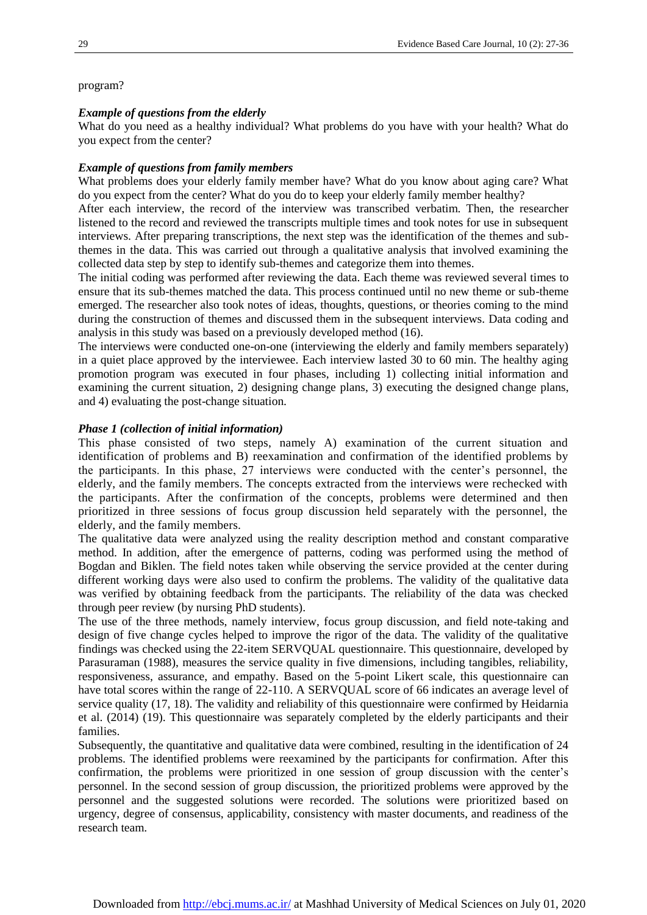program?

***Example of questions from the elderly***

What do you need as a healthy individual? What problems do you have with your health? What do you expect from the center?

***Example of questions from family members***

What problems does your elderly family member have? What do you know about aging care? What do you expect from the center? What do you do to keep your elderly family member healthy?

After each interview, the record of the interview was transcribed verbatim. Then, the researcher listened to the record and reviewed the transcripts multiple times and took notes for use in subsequent interviews. After preparing transcriptions, the next step was the identification of the themes and sub-themes in the data. This was carried out through a qualitative analysis that involved examining the collected data step by step to identify sub-themes and categorize them into themes.

The initial coding was performed after reviewing the data. Each theme was reviewed several times to ensure that its sub-themes matched the data. This process continued until no new theme or sub-theme emerged. The researcher also took notes of ideas, thoughts, questions, or theories coming to the mind during the construction of themes and discussed them in the subsequent interviews. Data coding and analysis in this study was based on a previously developed method (16).

The interviews were conducted one-on-one (interviewing the elderly and family members separately) in a quiet place approved by the interviewee. Each interview lasted 30 to 60 min. The healthy aging promotion program was executed in four phases, including 1) collecting initial information and examining the current situation, 2) designing change plans, 3) executing the designed change plans, and 4) evaluating the post-change situation.

***Phase 1 (collection of initial information)***

This phase consisted of two steps, namely A) examination of the current situation and identification of problems and B) reexamination and confirmation of the identified problems by the participants. In this phase, 27 interviews were conducted with the center's personnel, the elderly, and the family members. The concepts extracted from the interviews were rechecked with the participants. After the confirmation of the concepts, problems were determined and then prioritized in three sessions of focus group discussion held separately with the personnel, the elderly, and the family members.

The qualitative data were analyzed using the reality description method and constant comparative method. In addition, after the emergence of patterns, coding was performed using the method of Bogdan and Biklen. The field notes taken while observing the service provided at the center during different working days were also used to confirm the problems. The validity of the qualitative data was verified by obtaining feedback from the participants. The reliability of the data was checked through peer review (by nursing PhD students).

The use of the three methods, namely interview, focus group discussion, and field note-taking and design of five change cycles helped to improve the rigor of the data. The validity of the qualitative findings was checked using the 22-item SERVQUAL questionnaire. This questionnaire, developed by Parasuraman (1988), measures the service quality in five dimensions, including tangibles, reliability, responsiveness, assurance, and empathy. Based on the 5-point Likert scale, this questionnaire can have total scores within the range of 22-110. A SERVQUAL score of 66 indicates an average level of service quality (17, 18). The validity and reliability of this questionnaire were confirmed by Heidarnia et al. (2014) (19). This questionnaire was separately completed by the elderly participants and their families.

Subsequently, the quantitative and qualitative data were combined, resulting in the identification of 24 problems. The identified problems were reexamined by the participants for confirmation. After this confirmation, the problems were prioritized in one session of group discussion with the center's personnel. In the second session of group discussion, the prioritized problems were approved by the personnel and the suggested solutions were recorded. The solutions were prioritized based on urgency, degree of consensus, applicability, consistency with master documents, and readiness of the research team.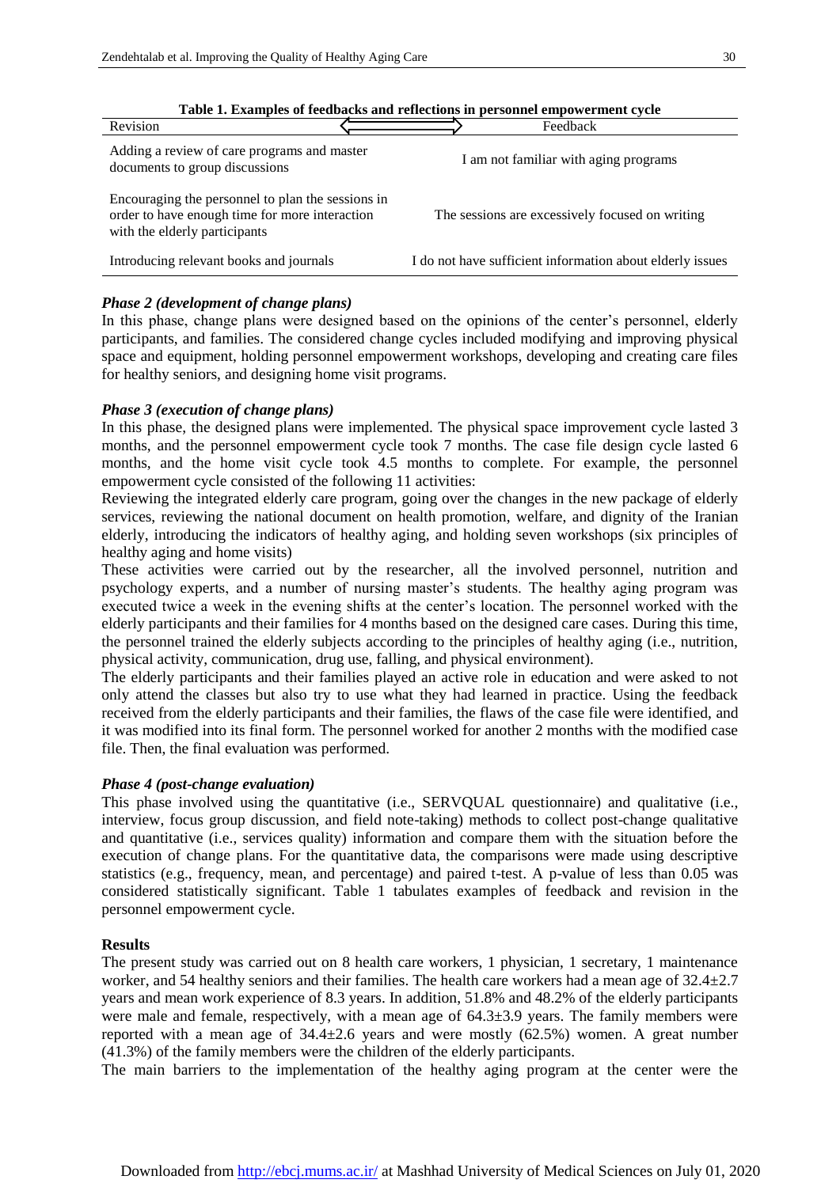**Table 1. Examples of feedbacks and reflections in personnel empowerment cycle**

| Revision ⟸ | ⟹ Feedback |
|---|---|
| Adding a review of care programs and master documents to group discussions | I am not familiar with aging programs |
| Encouraging the personnel to plan the sessions in order to have enough time for more interaction with the elderly participants | The sessions are excessively focused on writing |
| Introducing relevant books and journals | I do not have sufficient information about elderly issues |

### *Phase 2 (development of change plans)*

In this phase, change plans were designed based on the opinions of the center's personnel, elderly participants, and families. The considered change cycles included modifying and improving physical space and equipment, holding personnel empowerment workshops, developing and creating care files for healthy seniors, and designing home visit programs.

### *Phase 3 (execution of change plans)*

In this phase, the designed plans were implemented. The physical space improvement cycle lasted 3 months, and the personnel empowerment cycle took 7 months. The case file design cycle lasted 6 months, and the home visit cycle took 4.5 months to complete. For example, the personnel empowerment cycle consisted of the following 11 activities:

Reviewing the integrated elderly care program, going over the changes in the new package of elderly services, reviewing the national document on health promotion, welfare, and dignity of the Iranian elderly, introducing the indicators of healthy aging, and holding seven workshops (six principles of healthy aging and home visits)

These activities were carried out by the researcher, all the involved personnel, nutrition and psychology experts, and a number of nursing master's students. The healthy aging program was executed twice a week in the evening shifts at the center's location. The personnel worked with the elderly participants and their families for 4 months based on the designed care cases. During this time, the personnel trained the elderly subjects according to the principles of healthy aging (i.e., nutrition, physical activity, communication, drug use, falling, and physical environment).

The elderly participants and their families played an active role in education and were asked to not only attend the classes but also try to use what they had learned in practice. Using the feedback received from the elderly participants and their families, the flaws of the case file were identified, and it was modified into its final form. The personnel worked for another 2 months with the modified case file. Then, the final evaluation was performed.

### *Phase 4 (post-change evaluation)*

This phase involved using the quantitative (i.e., SERVQUAL questionnaire) and qualitative (i.e., interview, focus group discussion, and field note-taking) methods to collect post-change qualitative and quantitative (i.e., services quality) information and compare them with the situation before the execution of change plans. For the quantitative data, the comparisons were made using descriptive statistics (e.g., frequency, mean, and percentage) and paired t-test. A p-value of less than 0.05 was considered statistically significant. Table 1 tabulates examples of feedback and revision in the personnel empowerment cycle.

## Results

The present study was carried out on 8 health care workers, 1 physician, 1 secretary, 1 maintenance worker, and 54 healthy seniors and their families. The health care workers had a mean age of 32.4±2.7 years and mean work experience of 8.3 years. In addition, 51.8% and 48.2% of the elderly participants were male and female, respectively, with a mean age of 64.3±3.9 years. The family members were reported with a mean age of 34.4±2.6 years and were mostly (62.5%) women. A great number (41.3%) of the family members were the children of the elderly participants.

The main barriers to the implementation of the healthy aging program at the center were the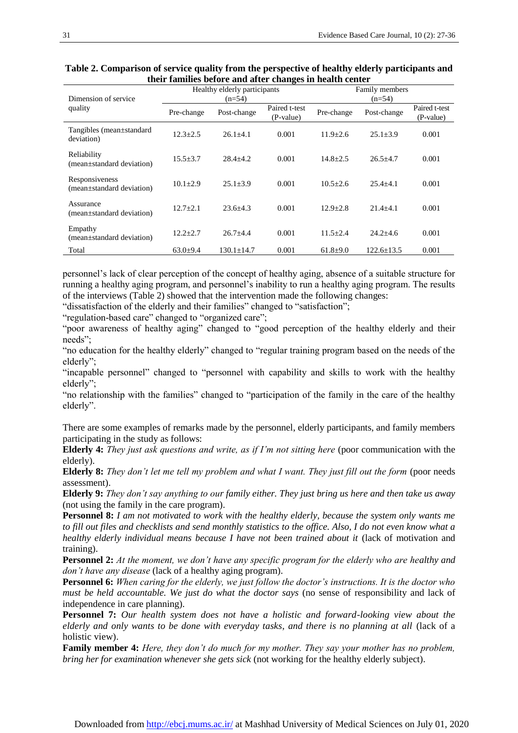**Table 2. Comparison of service quality from the perspective of healthy elderly participants and their families before and after changes in health center**

| Dimension of service quality | Healthy elderly participants (n=54) | | | Family members (n=54) | | |
|---|---|---|---|---|---|---|
| | Pre-change | Post-change | Paired t-test (P-value) | Pre-change | Post-change | Paired t-test (P-value) |
| Tangibles (mean±standard deviation) | 12.3±2.5 | 26.1±4.1 | 0.001 | 11.9±2.6 | 25.1±3.9 | 0.001 |
| Reliability (mean±standard deviation) | 15.5±3.7 | 28.4±4.2 | 0.001 | 14.8±2.5 | 26.5±4.7 | 0.001 |
| Responsiveness (mean±standard deviation) | 10.1±2.9 | 25.1±3.9 | 0.001 | 10.5±2.6 | 25.4±4.1 | 0.001 |
| Assurance (mean±standard deviation) | 12.7±2.1 | 23.6±4.3 | 0.001 | 12.9±2.8 | 21.4±4.1 | 0.001 |
| Empathy (mean±standard deviation) | 12.2±2.7 | 26.7±4.4 | 0.001 | 11.5±2.4 | 24.2±4.6 | 0.001 |
| Total | 63.0±9.4 | 130.1±14.7 | 0.001 | 61.8±9.0 | 122.6±13.5 | 0.001 |

personnel's lack of clear perception of the concept of healthy aging, absence of a suitable structure for running a healthy aging program, and personnel's inability to run a healthy aging program. The results of the interviews (Table 2) showed that the intervention made the following changes:

"dissatisfaction of the elderly and their families" changed to "satisfaction";

"regulation-based care" changed to "organized care";

"poor awareness of healthy aging" changed to "good perception of the healthy elderly and their needs";

"no education for the healthy elderly" changed to "regular training program based on the needs of the elderly";

"incapable personnel" changed to "personnel with capability and skills to work with the healthy elderly";

"no relationship with the families" changed to "participation of the family in the care of the healthy elderly".

There are some examples of remarks made by the personnel, elderly participants, and family members participating in the study as follows:

**Elderly 4:** *They just ask questions and write, as if I'm not sitting here* (poor communication with the elderly).

**Elderly 8:** *They don't let me tell my problem and what I want. They just fill out the form* (poor needs assessment).

**Elderly 9:** *They don't say anything to our family either. They just bring us here and then take us away* (not using the family in the care program).

**Personnel 8:** *I am not motivated to work with the healthy elderly, because the system only wants me to fill out files and checklists and send monthly statistics to the office. Also, I do not even know what a healthy elderly individual means because I have not been trained about it* (lack of motivation and training).

**Personnel 2:** *At the moment, we don't have any specific program for the elderly who are healthy and don't have any disease* (lack of a healthy aging program).

**Personnel 6:** *When caring for the elderly, we just follow the doctor's instructions. It is the doctor who must be held accountable. We just do what the doctor says* (no sense of responsibility and lack of independence in care planning).

**Personnel 7:** *Our health system does not have a holistic and forward-looking view about the elderly and only wants to be done with everyday tasks, and there is no planning at all* (lack of a holistic view).

**Family member 4:** *Here, they don't do much for my mother. They say your mother has no problem, bring her for examination whenever she gets sick* (not working for the healthy elderly subject).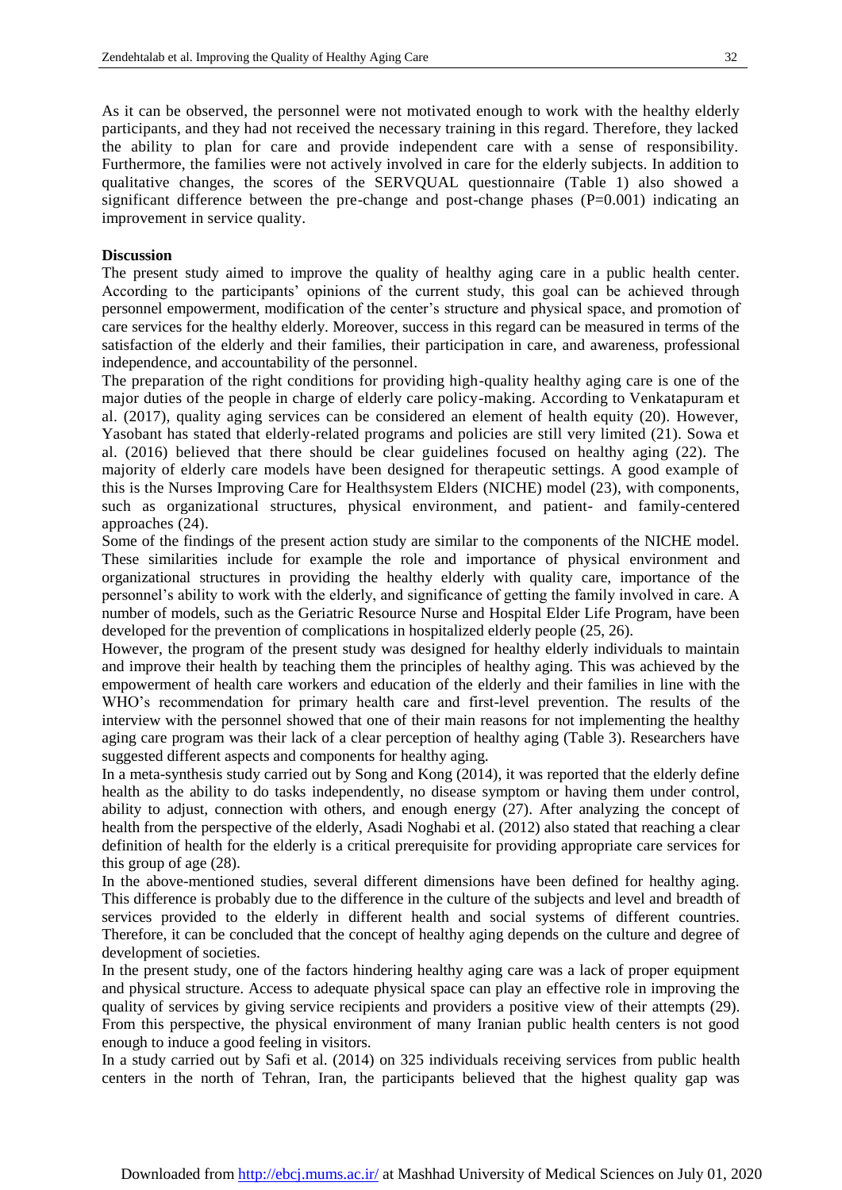As it can be observed, the personnel were not motivated enough to work with the healthy elderly participants, and they had not received the necessary training in this regard. Therefore, they lacked the ability to plan for care and provide independent care with a sense of responsibility. Furthermore, the families were not actively involved in care for the elderly subjects. In addition to qualitative changes, the scores of the SERVQUAL questionnaire (Table 1) also showed a significant difference between the pre-change and post-change phases (P=0.001) indicating an improvement in service quality.

**Discussion**

The present study aimed to improve the quality of healthy aging care in a public health center. According to the participants' opinions of the current study, this goal can be achieved through personnel empowerment, modification of the center's structure and physical space, and promotion of care services for the healthy elderly. Moreover, success in this regard can be measured in terms of the satisfaction of the elderly and their families, their participation in care, and awareness, professional independence, and accountability of the personnel.

The preparation of the right conditions for providing high-quality healthy aging care is one of the major duties of the people in charge of elderly care policy-making. According to Venkatapuram et al. (2017), quality aging services can be considered an element of health equity (20). However, Yasobant has stated that elderly-related programs and policies are still very limited (21). Sowa et al. (2016) believed that there should be clear guidelines focused on healthy aging (22). The majority of elderly care models have been designed for therapeutic settings. A good example of this is the Nurses Improving Care for Healthsystem Elders (NICHE) model (23), with components, such as organizational structures, physical environment, and patient- and family-centered approaches (24).

Some of the findings of the present action study are similar to the components of the NICHE model. These similarities include for example the role and importance of physical environment and organizational structures in providing the healthy elderly with quality care, importance of the personnel's ability to work with the elderly, and significance of getting the family involved in care. A number of models, such as the Geriatric Resource Nurse and Hospital Elder Life Program, have been developed for the prevention of complications in hospitalized elderly people (25, 26).

However, the program of the present study was designed for healthy elderly individuals to maintain and improve their health by teaching them the principles of healthy aging. This was achieved by the empowerment of health care workers and education of the elderly and their families in line with the WHO's recommendation for primary health care and first-level prevention. The results of the interview with the personnel showed that one of their main reasons for not implementing the healthy aging care program was their lack of a clear perception of healthy aging (Table 3). Researchers have suggested different aspects and components for healthy aging.

In a meta-synthesis study carried out by Song and Kong (2014), it was reported that the elderly define health as the ability to do tasks independently, no disease symptom or having them under control, ability to adjust, connection with others, and enough energy (27). After analyzing the concept of health from the perspective of the elderly, Asadi Noghabi et al. (2012) also stated that reaching a clear definition of health for the elderly is a critical prerequisite for providing appropriate care services for this group of age (28).

In the above-mentioned studies, several different dimensions have been defined for healthy aging. This difference is probably due to the difference in the culture of the subjects and level and breadth of services provided to the elderly in different health and social systems of different countries. Therefore, it can be concluded that the concept of healthy aging depends on the culture and degree of development of societies.

In the present study, one of the factors hindering healthy aging care was a lack of proper equipment and physical structure. Access to adequate physical space can play an effective role in improving the quality of services by giving service recipients and providers a positive view of their attempts (29). From this perspective, the physical environment of many Iranian public health centers is not good enough to induce a good feeling in visitors.

In a study carried out by Safi et al. (2014) on 325 individuals receiving services from public health centers in the north of Tehran, Iran, the participants believed that the highest quality gap was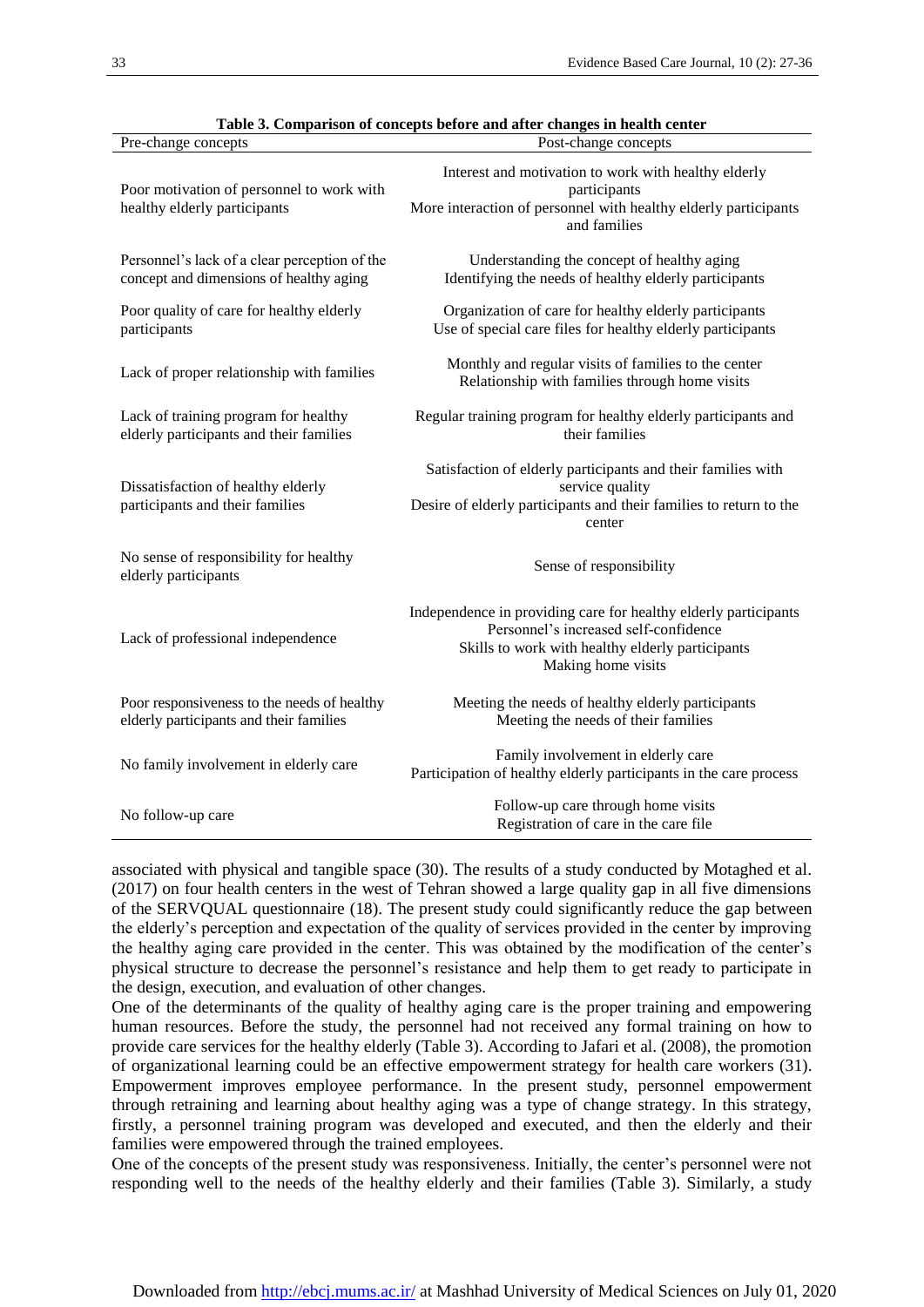**Table 3. Comparison of concepts before and after changes in health center**

| Pre-change concepts | Post-change concepts |
|---|---|
| Poor motivation of personnel to work with healthy elderly participants | Interest and motivation to work with healthy elderly participants<br>More interaction of personnel with healthy elderly participants and families |
| Personnel's lack of a clear perception of the concept and dimensions of healthy aging | Understanding the concept of healthy aging<br>Identifying the needs of healthy elderly participants |
| Poor quality of care for healthy elderly participants | Organization of care for healthy elderly participants<br>Use of special care files for healthy elderly participants |
| Lack of proper relationship with families | Monthly and regular visits of families to the center<br>Relationship with families through home visits |
| Lack of training program for healthy elderly participants and their families | Regular training program for healthy elderly participants and their families |
| Dissatisfaction of healthy elderly participants and their families | Satisfaction of elderly participants and their families with service quality<br>Desire of elderly participants and their families to return to the center |
| No sense of responsibility for healthy elderly participants | Sense of responsibility |
| Lack of professional independence | Independence in providing care for healthy elderly participants<br>Personnel's increased self-confidence<br>Skills to work with healthy elderly participants<br>Making home visits |
| Poor responsiveness to the needs of healthy elderly participants and their families | Meeting the needs of healthy elderly participants<br>Meeting the needs of their families |
| No family involvement in elderly care | Family involvement in elderly care<br>Participation of healthy elderly participants in the care process |
| No follow-up care | Follow-up care through home visits<br>Registration of care in the care file |

associated with physical and tangible space (30). The results of a study conducted by Motaghed et al. (2017) on four health centers in the west of Tehran showed a large quality gap in all five dimensions of the SERVQUAL questionnaire (18). The present study could significantly reduce the gap between the elderly's perception and expectation of the quality of services provided in the center by improving the healthy aging care provided in the center. This was obtained by the modification of the center's physical structure to decrease the personnel's resistance and help them to get ready to participate in the design, execution, and evaluation of other changes.

One of the determinants of the quality of healthy aging care is the proper training and empowering human resources. Before the study, the personnel had not received any formal training on how to provide care services for the healthy elderly (Table 3). According to Jafari et al. (2008), the promotion of organizational learning could be an effective empowerment strategy for health care workers (31). Empowerment improves employee performance. In the present study, personnel empowerment through retraining and learning about healthy aging was a type of change strategy. In this strategy, firstly, a personnel training program was developed and executed, and then the elderly and their families were empowered through the trained employees.

One of the concepts of the present study was responsiveness. Initially, the center's personnel were not responding well to the needs of the healthy elderly and their families (Table 3). Similarly, a study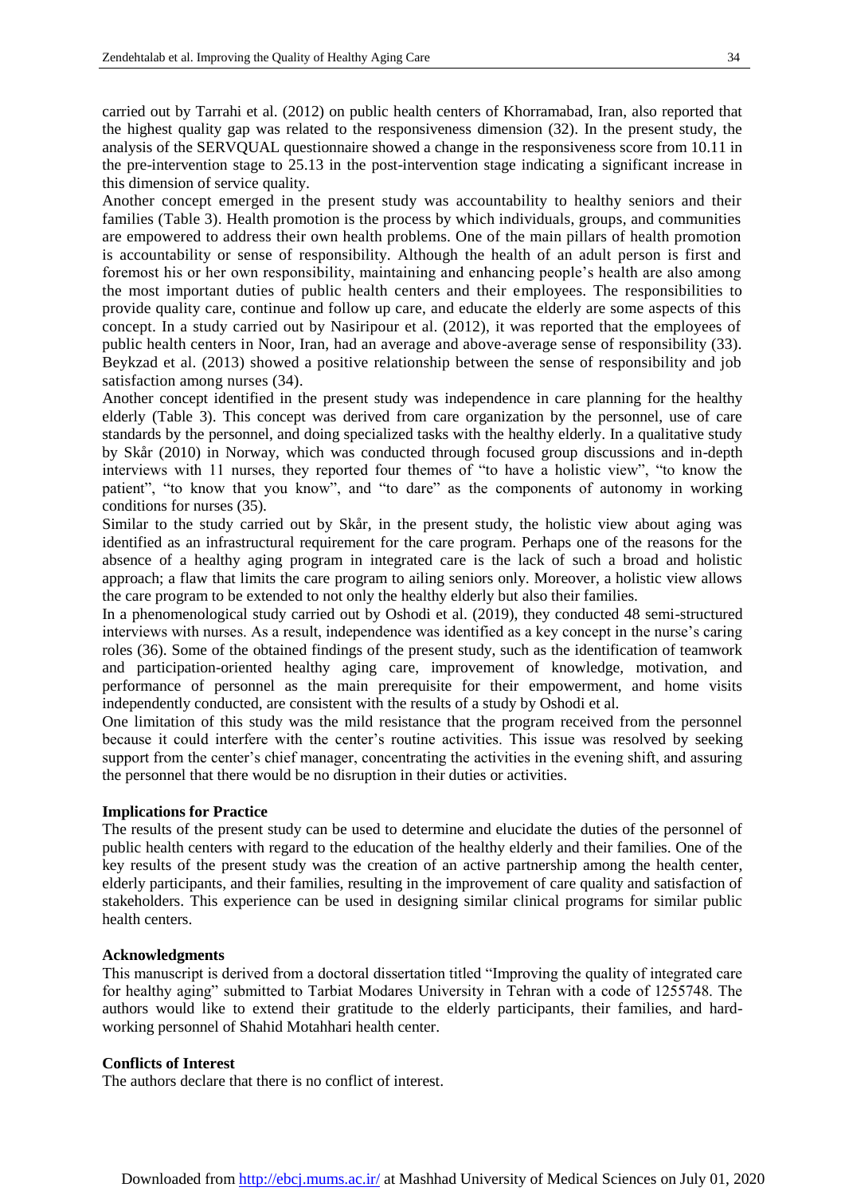carried out by Tarrahi et al. (2012) on public health centers of Khorramabad, Iran, also reported that the highest quality gap was related to the responsiveness dimension (32). In the present study, the analysis of the SERVQUAL questionnaire showed a change in the responsiveness score from 10.11 in the pre-intervention stage to 25.13 in the post-intervention stage indicating a significant increase in this dimension of service quality.

Another concept emerged in the present study was accountability to healthy seniors and their families (Table 3). Health promotion is the process by which individuals, groups, and communities are empowered to address their own health problems. One of the main pillars of health promotion is accountability or sense of responsibility. Although the health of an adult person is first and foremost his or her own responsibility, maintaining and enhancing people's health are also among the most important duties of public health centers and their employees. The responsibilities to provide quality care, continue and follow up care, and educate the elderly are some aspects of this concept. In a study carried out by Nasiripour et al. (2012), it was reported that the employees of public health centers in Noor, Iran, had an average and above-average sense of responsibility (33). Beykzad et al. (2013) showed a positive relationship between the sense of responsibility and job satisfaction among nurses (34).

Another concept identified in the present study was independence in care planning for the healthy elderly (Table 3). This concept was derived from care organization by the personnel, use of care standards by the personnel, and doing specialized tasks with the healthy elderly. In a qualitative study by Skår (2010) in Norway, which was conducted through focused group discussions and in-depth interviews with 11 nurses, they reported four themes of "to have a holistic view", "to know the patient", "to know that you know", and "to dare" as the components of autonomy in working conditions for nurses (35).

Similar to the study carried out by Skår, in the present study, the holistic view about aging was identified as an infrastructural requirement for the care program. Perhaps one of the reasons for the absence of a healthy aging program in integrated care is the lack of such a broad and holistic approach; a flaw that limits the care program to ailing seniors only. Moreover, a holistic view allows the care program to be extended to not only the healthy elderly but also their families.

In a phenomenological study carried out by Oshodi et al. (2019), they conducted 48 semi-structured interviews with nurses. As a result, independence was identified as a key concept in the nurse's caring roles (36). Some of the obtained findings of the present study, such as the identification of teamwork and participation-oriented healthy aging care, improvement of knowledge, motivation, and performance of personnel as the main prerequisite for their empowerment, and home visits independently conducted, are consistent with the results of a study by Oshodi et al.

One limitation of this study was the mild resistance that the program received from the personnel because it could interfere with the center's routine activities. This issue was resolved by seeking support from the center's chief manager, concentrating the activities in the evening shift, and assuring the personnel that there would be no disruption in their duties or activities.

## Implications for Practice

The results of the present study can be used to determine and elucidate the duties of the personnel of public health centers with regard to the education of the healthy elderly and their families. One of the key results of the present study was the creation of an active partnership among the health center, elderly participants, and their families, resulting in the improvement of care quality and satisfaction of stakeholders. This experience can be used in designing similar clinical programs for similar public health centers.

## Acknowledgments

This manuscript is derived from a doctoral dissertation titled "Improving the quality of integrated care for healthy aging" submitted to Tarbiat Modares University in Tehran with a code of 1255748. The authors would like to extend their gratitude to the elderly participants, their families, and hard-working personnel of Shahid Motahhari health center.

## Conflicts of Interest

The authors declare that there is no conflict of interest.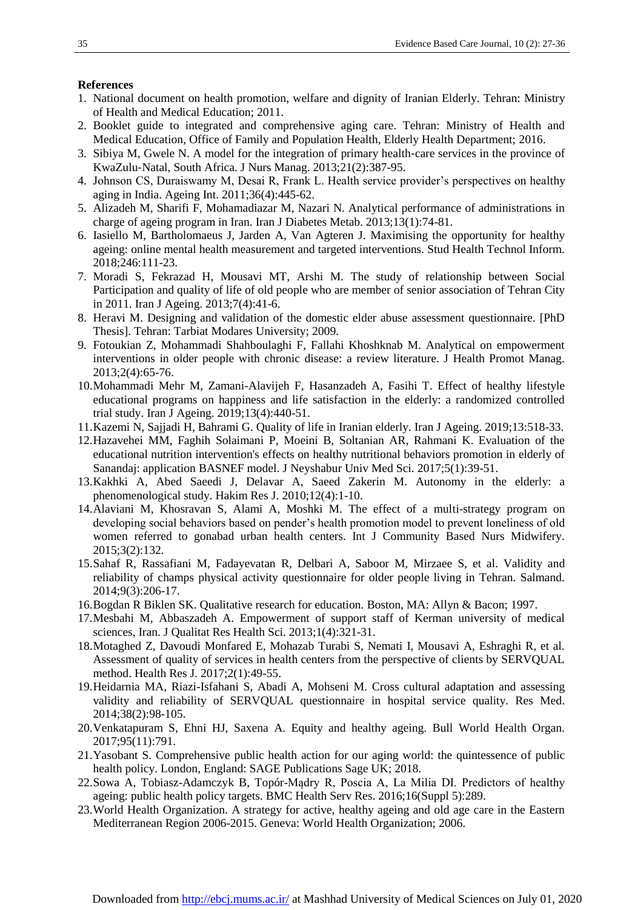**References**

1. National document on health promotion, welfare and dignity of Iranian Elderly. Tehran: Ministry of Health and Medical Education; 2011.
2. Booklet guide to integrated and comprehensive aging care. Tehran: Ministry of Health and Medical Education, Office of Family and Population Health, Elderly Health Department; 2016.
3. Sibiya M, Gwele N. A model for the integration of primary health-care services in the province of KwaZulu-Natal, South Africa. J Nurs Manag. 2013;21(2):387-95.
4. Johnson CS, Duraiswamy M, Desai R, Frank L. Health service provider's perspectives on healthy aging in India. Ageing Int. 2011;36(4):445-62.
5. Alizadeh M, Sharifi F, Mohamadiazar M, Nazari N. Analytical performance of administrations in charge of ageing program in Iran. Iran J Diabetes Metab. 2013;13(1):74-81.
6. Iasiello M, Bartholomaeus J, Jarden A, Van Agteren J. Maximising the opportunity for healthy ageing: online mental health measurement and targeted interventions. Stud Health Technol Inform. 2018;246:111-23.
7. Moradi S, Fekrazad H, Mousavi MT, Arshi M. The study of relationship between Social Participation and quality of life of old people who are member of senior association of Tehran City in 2011. Iran J Ageing. 2013;7(4):41-6.
8. Heravi M. Designing and validation of the domestic elder abuse assessment questionnaire. [PhD Thesis]. Tehran: Tarbiat Modares University; 2009.
9. Fotoukian Z, Mohammadi Shahboulaghi F, Fallahi Khoshknab M. Analytical on empowerment interventions in older people with chronic disease: a review literature. J Health Promot Manag. 2013;2(4):65-76.
10. Mohammadi Mehr M, Zamani-Alavijeh F, Hasanzadeh A, Fasihi T. Effect of healthy lifestyle educational programs on happiness and life satisfaction in the elderly: a randomized controlled trial study. Iran J Ageing. 2019;13(4):440-51.
11. Kazemi N, Sajjadi H, Bahrami G. Quality of life in Iranian elderly. Iran J Ageing. 2019;13:518-33.
12. Hazavehei MM, Faghih Solaimani P, Moeini B, Soltanian AR, Rahmani K. Evaluation of the educational nutrition intervention's effects on healthy nutritional behaviors promotion in elderly of Sanandaj: application BASNEF model. J Neyshabur Univ Med Sci. 2017;5(1):39-51.
13. Kakhki A, Abed Saeedi J, Delavar A, Saeed Zakerin M. Autonomy in the elderly: a phenomenological study. Hakim Res J. 2010;12(4):1-10.
14. Alaviani M, Khosravan S, Alami A, Moshki M. The effect of a multi-strategy program on developing social behaviors based on pender's health promotion model to prevent loneliness of old women referred to gonabad urban health centers. Int J Community Based Nurs Midwifery. 2015;3(2):132.
15. Sahaf R, Rassafiani M, Fadayevatan R, Delbari A, Saboor M, Mirzaee S, et al. Validity and reliability of champs physical activity questionnaire for older people living in Tehran. Salmand. 2014;9(3):206-17.
16. Bogdan R Biklen SK. Qualitative research for education. Boston, MA: Allyn & Bacon; 1997.
17. Mesbahi M, Abbaszadeh A. Empowerment of support staff of Kerman university of medical sciences, Iran. J Qualitat Res Health Sci. 2013;1(4):321-31.
18. Motaghed Z, Davoudi Monfared E, Mohazab Turabi S, Nemati I, Mousavi A, Eshraghi R, et al. Assessment of quality of services in health centers from the perspective of clients by SERVQUAL method. Health Res J. 2017;2(1):49-55.
19. Heidarnia MA, Riazi-Isfahani S, Abadi A, Mohseni M. Cross cultural adaptation and assessing validity and reliability of SERVQUAL questionnaire in hospital service quality. Res Med. 2014;38(2):98-105.
20. Venkatapuram S, Ehni HJ, Saxena A. Equity and healthy ageing. Bull World Health Organ. 2017;95(11):791.
21. Yasobant S. Comprehensive public health action for our aging world: the quintessence of public health policy. London, England: SAGE Publications Sage UK; 2018.
22. Sowa A, Tobiasz-Adamczyk B, Topór-Mądry R, Poscia A, La Milia DI. Predictors of healthy ageing: public health policy targets. BMC Health Serv Res. 2016;16(Suppl 5):289.
23. World Health Organization. A strategy for active, healthy ageing and old age care in the Eastern Mediterranean Region 2006-2015. Geneva: World Health Organization; 2006.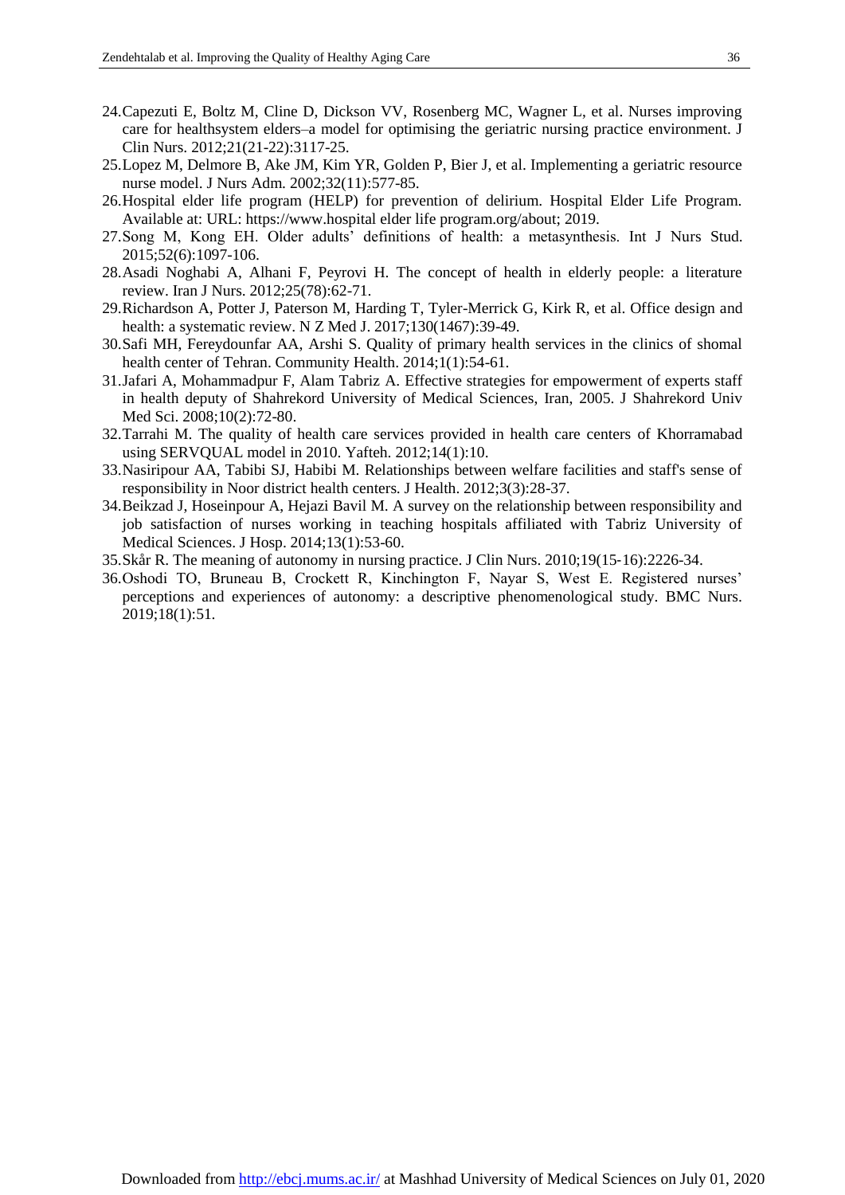24. Capezuti E, Boltz M, Cline D, Dickson VV, Rosenberg MC, Wagner L, et al. Nurses improving care for healthsystem elders–a model for optimising the geriatric nursing practice environment. J Clin Nurs. 2012;21(21-22):3117-25.
25. Lopez M, Delmore B, Ake JM, Kim YR, Golden P, Bier J, et al. Implementing a geriatric resource nurse model. J Nurs Adm. 2002;32(11):577-85.
26. Hospital elder life program (HELP) for prevention of delirium. Hospital Elder Life Program. Available at: URL: https://www.hospital elder life program.org/about; 2019.
27. Song M, Kong EH. Older adults' definitions of health: a metasynthesis. Int J Nurs Stud. 2015;52(6):1097-106.
28. Asadi Noghabi A, Alhani F, Peyrovi H. The concept of health in elderly people: a literature review. Iran J Nurs. 2012;25(78):62-71.
29. Richardson A, Potter J, Paterson M, Harding T, Tyler-Merrick G, Kirk R, et al. Office design and health: a systematic review. N Z Med J. 2017;130(1467):39-49.
30. Safi MH, Fereydounfar AA, Arshi S. Quality of primary health services in the clinics of shomal health center of Tehran. Community Health. 2014;1(1):54-61.
31. Jafari A, Mohammadpur F, Alam Tabriz A. Effective strategies for empowerment of experts staff in health deputy of Shahrekord University of Medical Sciences, Iran, 2005. J Shahrekord Univ Med Sci. 2008;10(2):72-80.
32. Tarrahi M. The quality of health care services provided in health care centers of Khorramabad using SERVQUAL model in 2010. Yafteh. 2012;14(1):10.
33. Nasiripour AA, Tabibi SJ, Habibi M. Relationships between welfare facilities and staff's sense of responsibility in Noor district health centers. J Health. 2012;3(3):28-37.
34. Beikzad J, Hoseinpour A, Hejazi Bavil M. A survey on the relationship between responsibility and job satisfaction of nurses working in teaching hospitals affiliated with Tabriz University of Medical Sciences. J Hosp. 2014;13(1):53-60.
35. Skår R. The meaning of autonomy in nursing practice. J Clin Nurs. 2010;19(15-16):2226-34.
36. Oshodi TO, Bruneau B, Crockett R, Kinchington F, Nayar S, West E. Registered nurses' perceptions and experiences of autonomy: a descriptive phenomenological study. BMC Nurs. 2019;18(1):51.